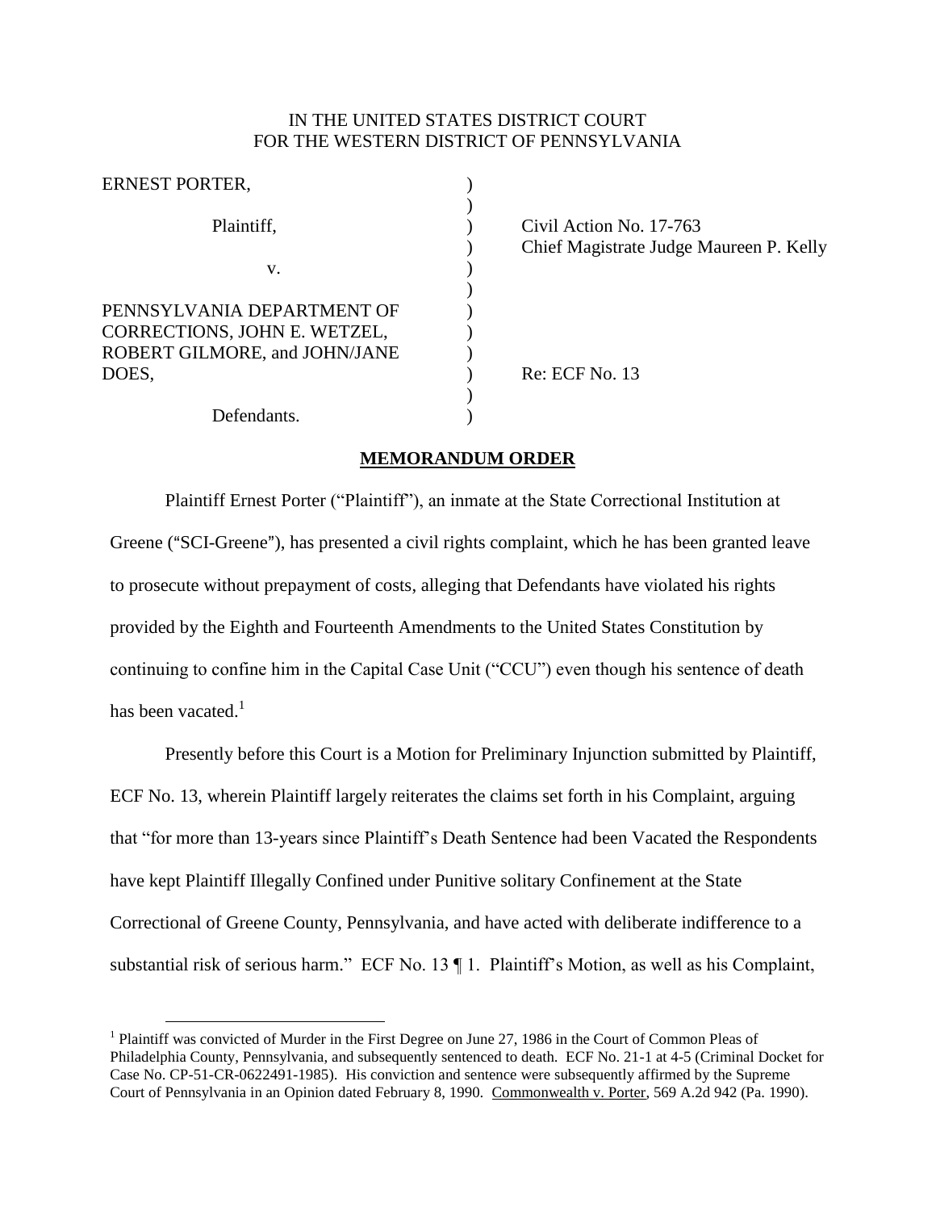IN THE UNITED STATES DISTRICT COURT
FOR THE WESTERN DISTRICT OF PENNSYLVANIA

| | | |
|---|---|---|
| ERNEST PORTER, | ) | |
| | ) | |
| Plaintiff, | ) | Civil Action No. 17-763 |
| | ) | Chief Magistrate Judge Maureen P. Kelly |
| v. | ) | |
| | ) | |
| PENNSYLVANIA DEPARTMENT OF CORRECTIONS, JOHN E. WETZEL, ROBERT GILMORE, and JOHN/JANE DOES, | ) | Re: ECF No. 13 |
| | ) | |
| Defendants. | ) | |

## MEMORANDUM ORDER

Plaintiff Ernest Porter ("Plaintiff"), an inmate at the State Correctional Institution at Greene ("SCI-Greene"), has presented a civil rights complaint, which he has been granted leave to prosecute without prepayment of costs, alleging that Defendants have violated his rights provided by the Eighth and Fourteenth Amendments to the United States Constitution by continuing to confine him in the Capital Case Unit ("CCU") even though his sentence of death has been vacated.[1]

Presently before this Court is a Motion for Preliminary Injunction submitted by Plaintiff, ECF No. 13, wherein Plaintiff largely reiterates the claims set forth in his Complaint, arguing that "for more than 13-years since Plaintiff's Death Sentence had been Vacated the Respondents have kept Plaintiff Illegally Confined under Punitive solitary Confinement at the State Correctional of Greene County, Pennsylvania, and have acted with deliberate indifference to a substantial risk of serious harm." ECF No. 13 ¶ 1. Plaintiff's Motion, as well as his Complaint,

[1] Plaintiff was convicted of Murder in the First Degree on June 27, 1986 in the Court of Common Pleas of Philadelphia County, Pennsylvania, and subsequently sentenced to death. ECF No. 21-1 at 4-5 (Criminal Docket for Case No. CP-51-CR-0622491-1985). His conviction and sentence were subsequently affirmed by the Supreme Court of Pennsylvania in an Opinion dated February 8, 1990. Commonwealth v. Porter, 569 A.2d 942 (Pa. 1990).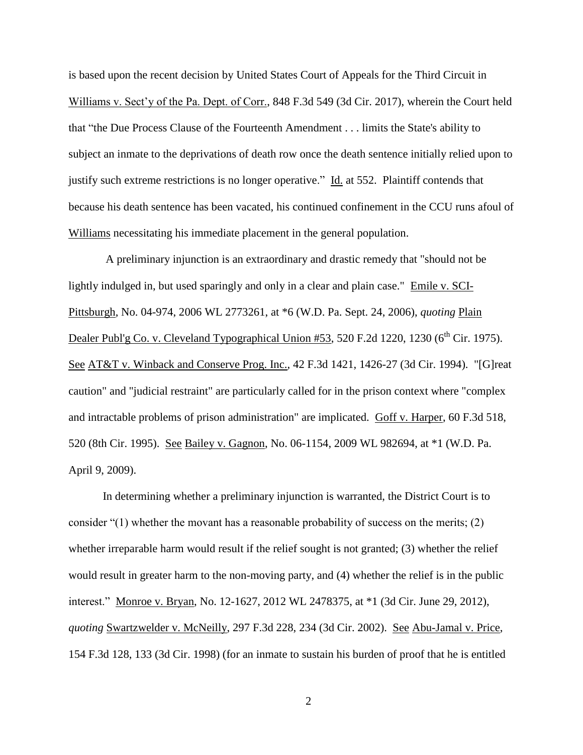is based upon the recent decision by United States Court of Appeals for the Third Circuit in Williams v. Sect'y of the Pa. Dept. of Corr., 848 F.3d 549 (3d Cir. 2017), wherein the Court held that "the Due Process Clause of the Fourteenth Amendment . . . limits the State's ability to subject an inmate to the deprivations of death row once the death sentence initially relied upon to justify such extreme restrictions is no longer operative." Id. at 552. Plaintiff contends that because his death sentence has been vacated, his continued confinement in the CCU runs afoul of Williams necessitating his immediate placement in the general population.

A preliminary injunction is an extraordinary and drastic remedy that "should not be lightly indulged in, but used sparingly and only in a clear and plain case." Emile v. SCI-Pittsburgh, No. 04-974, 2006 WL 2773261, at *6 (W.D. Pa. Sept. 24, 2006), *quoting* Plain Dealer Publ'g Co. v. Cleveland Typographical Union #53, 520 F.2d 1220, 1230 (6th Cir. 1975). See AT&T v. Winback and Conserve Prog. Inc., 42 F.3d 1421, 1426-27 (3d Cir. 1994). "[G]reat caution" and "judicial restraint" are particularly called for in the prison context where "complex and intractable problems of prison administration" are implicated. Goff v. Harper, 60 F.3d 518, 520 (8th Cir. 1995). See Bailey v. Gagnon, No. 06-1154, 2009 WL 982694, at *1 (W.D. Pa. April 9, 2009).

In determining whether a preliminary injunction is warranted, the District Court is to consider "(1) whether the movant has a reasonable probability of success on the merits; (2) whether irreparable harm would result if the relief sought is not granted; (3) whether the relief would result in greater harm to the non-moving party, and (4) whether the relief is in the public interest." Monroe v. Bryan, No. 12-1627, 2012 WL 2478375, at *1 (3d Cir. June 29, 2012), *quoting* Swartzwelder v. McNeilly, 297 F.3d 228, 234 (3d Cir. 2002). See Abu-Jamal v. Price, 154 F.3d 128, 133 (3d Cir. 1998) (for an inmate to sustain his burden of proof that he is entitled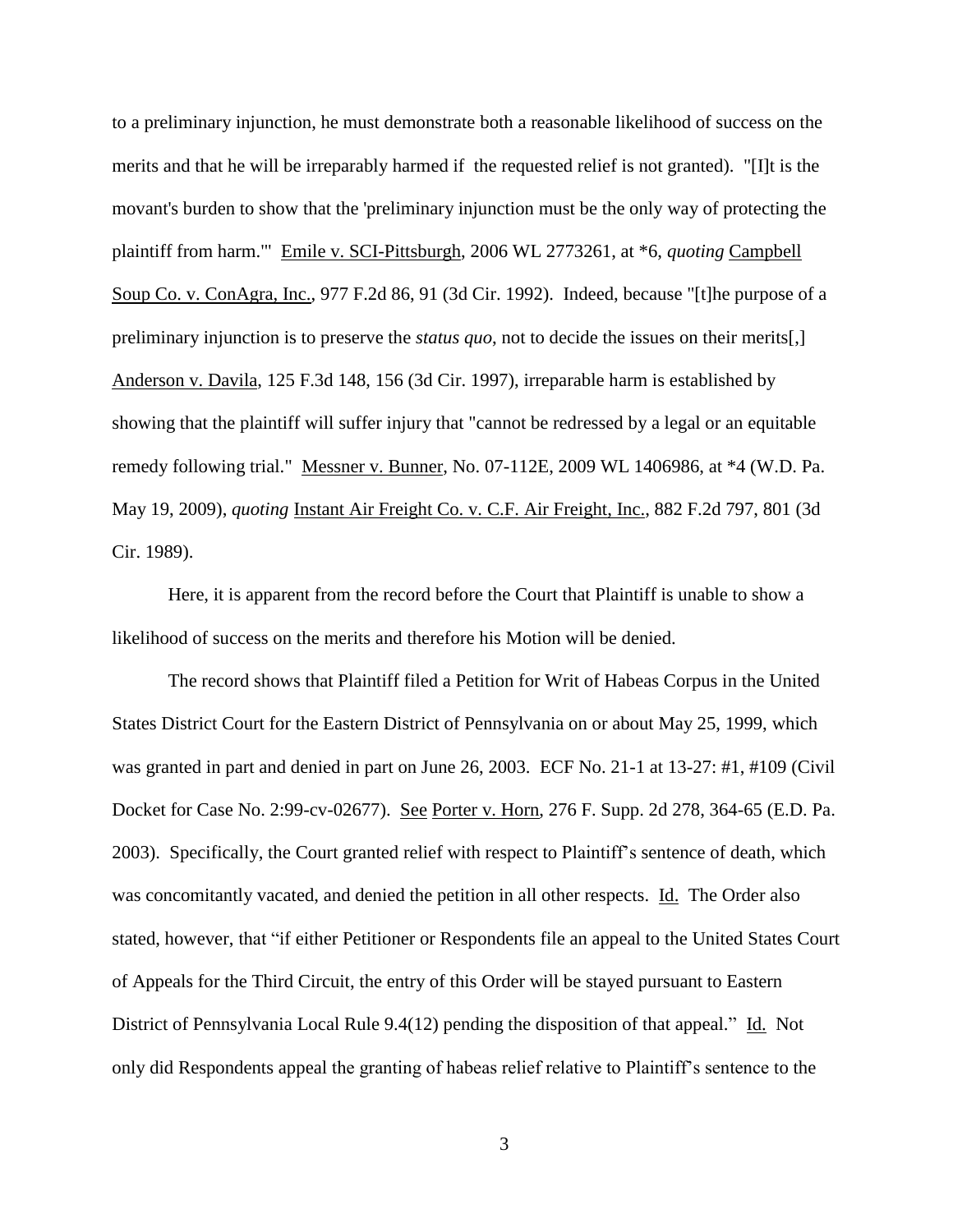to a preliminary injunction, he must demonstrate both a reasonable likelihood of success on the merits and that he will be irreparably harmed if the requested relief is not granted). "[I]t is the movant's burden to show that the 'preliminary injunction must be the only way of protecting the plaintiff from harm.'" Emile v. SCI-Pittsburgh, 2006 WL 2773261, at *6, *quoting* Campbell Soup Co. v. ConAgra, Inc., 977 F.2d 86, 91 (3d Cir. 1992). Indeed, because "[t]he purpose of a preliminary injunction is to preserve the *status quo*, not to decide the issues on their merits[,] Anderson v. Davila, 125 F.3d 148, 156 (3d Cir. 1997), irreparable harm is established by showing that the plaintiff will suffer injury that "cannot be redressed by a legal or an equitable remedy following trial." Messner v. Bunner, No. 07-112E, 2009 WL 1406986, at *4 (W.D. Pa. May 19, 2009), *quoting* Instant Air Freight Co. v. C.F. Air Freight, Inc., 882 F.2d 797, 801 (3d Cir. 1989).

Here, it is apparent from the record before the Court that Plaintiff is unable to show a likelihood of success on the merits and therefore his Motion will be denied.

The record shows that Plaintiff filed a Petition for Writ of Habeas Corpus in the United States District Court for the Eastern District of Pennsylvania on or about May 25, 1999, which was granted in part and denied in part on June 26, 2003. ECF No. 21-1 at 13-27: #1, #109 (Civil Docket for Case No. 2:99-cv-02677). See Porter v. Horn, 276 F. Supp. 2d 278, 364-65 (E.D. Pa. 2003). Specifically, the Court granted relief with respect to Plaintiff's sentence of death, which was concomitantly vacated, and denied the petition in all other respects. Id. The Order also stated, however, that "if either Petitioner or Respondents file an appeal to the United States Court of Appeals for the Third Circuit, the entry of this Order will be stayed pursuant to Eastern District of Pennsylvania Local Rule 9.4(12) pending the disposition of that appeal." Id. Not only did Respondents appeal the granting of habeas relief relative to Plaintiff's sentence to the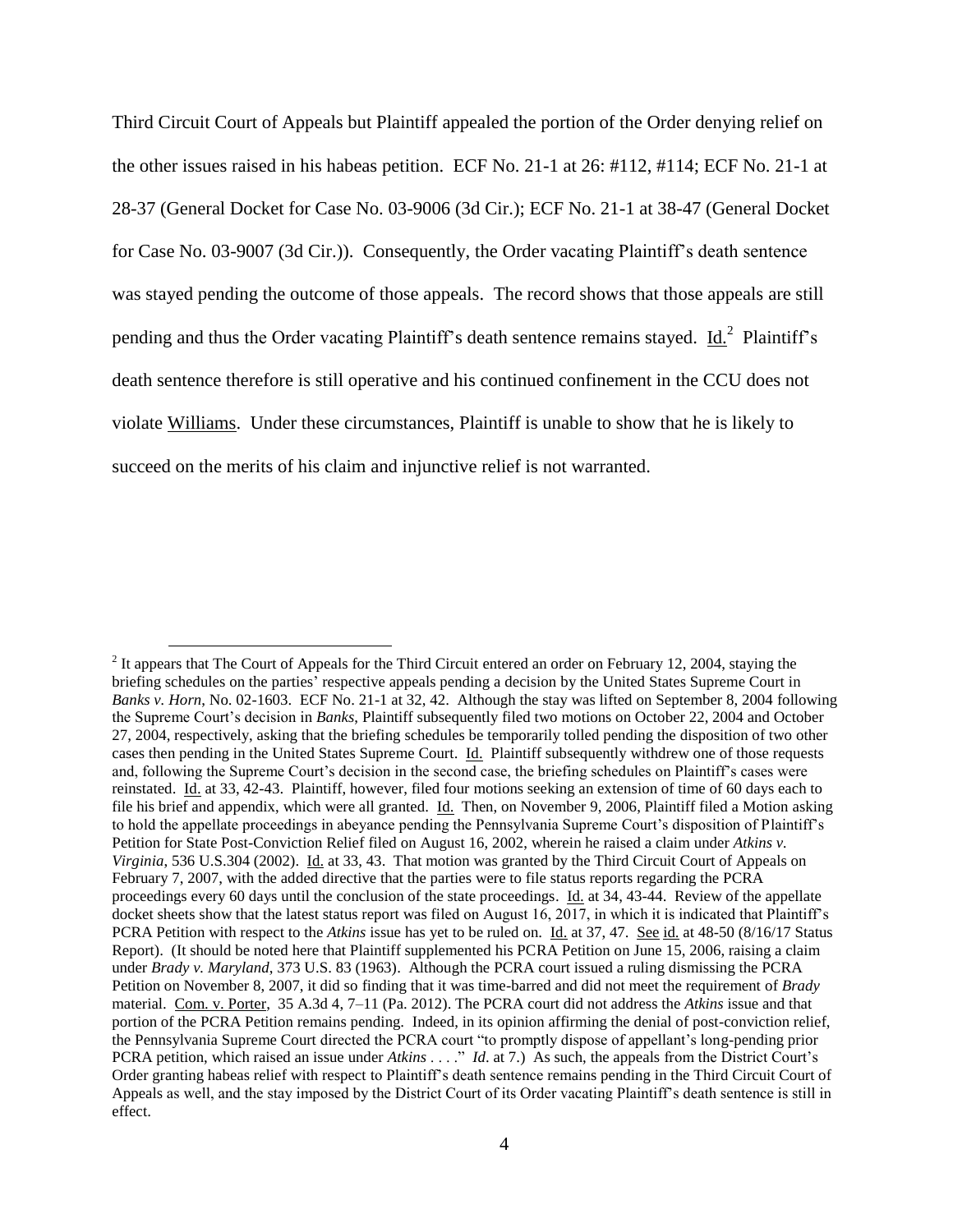Third Circuit Court of Appeals but Plaintiff appealed the portion of the Order denying relief on the other issues raised in his habeas petition. ECF No. 21-1 at 26: #112, #114; ECF No. 21-1 at 28-37 (General Docket for Case No. 03-9006 (3d Cir.); ECF No. 21-1 at 38-47 (General Docket for Case No. 03-9007 (3d Cir.)). Consequently, the Order vacating Plaintiff's death sentence was stayed pending the outcome of those appeals. The record shows that those appeals are still pending and thus the Order vacating Plaintiff's death sentence remains stayed. Id.[2] Plaintiff's death sentence therefore is still operative and his continued confinement in the CCU does not violate Williams. Under these circumstances, Plaintiff is unable to show that he is likely to succeed on the merits of his claim and injunctive relief is not warranted.

---

[2] It appears that The Court of Appeals for the Third Circuit entered an order on February 12, 2004, staying the briefing schedules on the parties' respective appeals pending a decision by the United States Supreme Court in *Banks v. Horn*, No. 02-1603. ECF No. 21-1 at 32, 42. Although the stay was lifted on September 8, 2004 following the Supreme Court's decision in *Banks*, Plaintiff subsequently filed two motions on October 22, 2004 and October 27, 2004, respectively, asking that the briefing schedules be temporarily tolled pending the disposition of two other cases then pending in the United States Supreme Court. Id. Plaintiff subsequently withdrew one of those requests and, following the Supreme Court's decision in the second case, the briefing schedules on Plaintiff's cases were reinstated. Id. at 33, 42-43. Plaintiff, however, filed four motions seeking an extension of time of 60 days each to file his brief and appendix, which were all granted. Id. Then, on November 9, 2006, Plaintiff filed a Motion asking to hold the appellate proceedings in abeyance pending the Pennsylvania Supreme Court's disposition of Plaintiff's Petition for State Post-Conviction Relief filed on August 16, 2002, wherein he raised a claim under *Atkins v. Virginia*, 536 U.S.304 (2002). Id. at 33, 43. That motion was granted by the Third Circuit Court of Appeals on February 7, 2007, with the added directive that the parties were to file status reports regarding the PCRA proceedings every 60 days until the conclusion of the state proceedings. Id. at 34, 43-44. Review of the appellate docket sheets show that the latest status report was filed on August 16, 2017, in which it is indicated that Plaintiff's PCRA Petition with respect to the *Atkins* issue has yet to be ruled on. Id. at 37, 47. See id. at 48-50 (8/16/17 Status Report). (It should be noted here that Plaintiff supplemented his PCRA Petition on June 15, 2006, raising a claim under *Brady v. Maryland*, 373 U.S. 83 (1963). Although the PCRA court issued a ruling dismissing the PCRA Petition on November 8, 2007, it did so finding that it was time-barred and did not meet the requirement of *Brady* material. Com. v. Porter, 35 A.3d 4, 7–11 (Pa. 2012). The PCRA court did not address the *Atkins* issue and that portion of the PCRA Petition remains pending. Indeed, in its opinion affirming the denial of post-conviction relief, the Pennsylvania Supreme Court directed the PCRA court "to promptly dispose of appellant's long-pending prior PCRA petition, which raised an issue under *Atkins* . . . ." *Id*. at 7.) As such, the appeals from the District Court's Order granting habeas relief with respect to Plaintiff's death sentence remains pending in the Third Circuit Court of Appeals as well, and the stay imposed by the District Court of its Order vacating Plaintiff's death sentence is still in effect.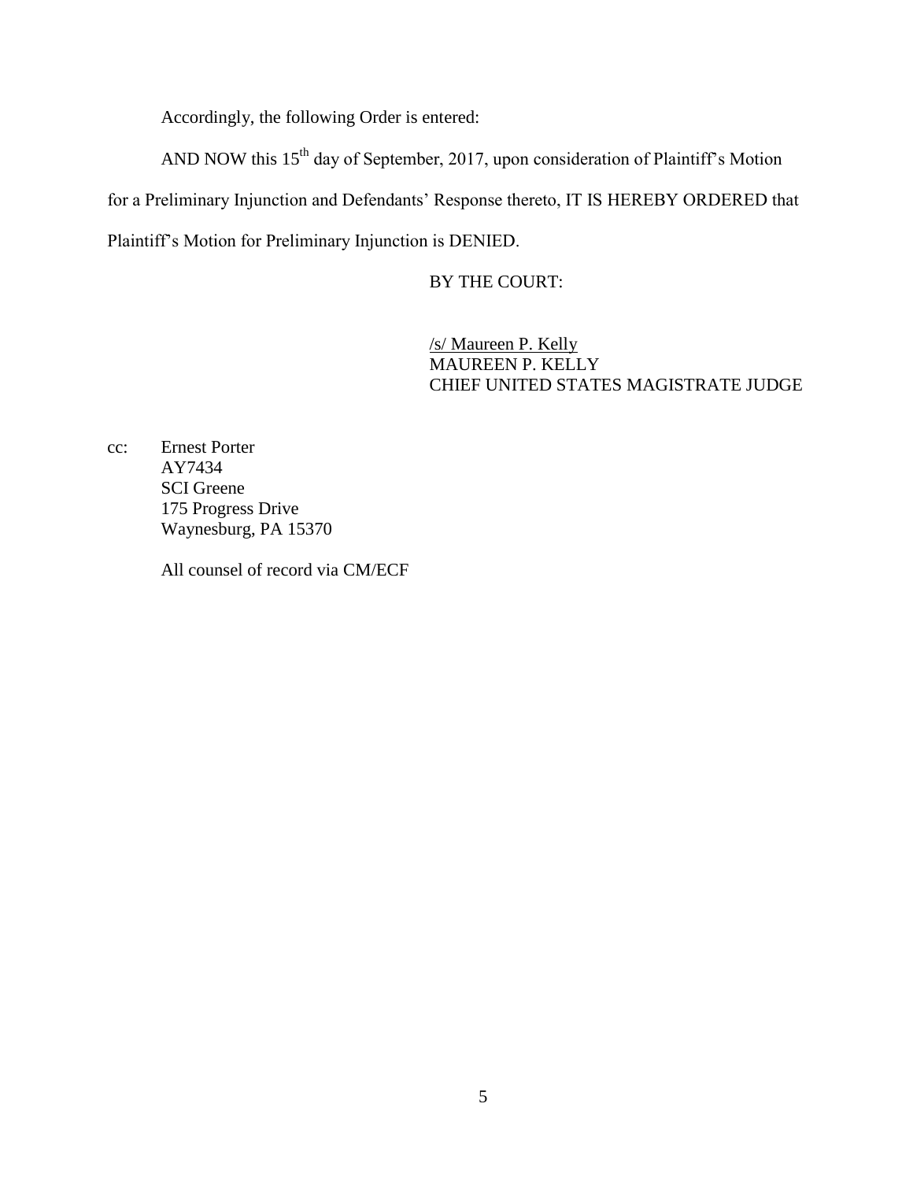Accordingly, the following Order is entered:

AND NOW this 15th day of September, 2017, upon consideration of Plaintiff's Motion for a Preliminary Injunction and Defendants' Response thereto, IT IS HEREBY ORDERED that Plaintiff's Motion for Preliminary Injunction is DENIED.

BY THE COURT:

/s/ Maureen P. Kelly
MAUREEN P. KELLY
CHIEF UNITED STATES MAGISTRATE JUDGE

cc: Ernest Porter
AY7434
SCI Greene
175 Progress Drive
Waynesburg, PA 15370

All counsel of record via CM/ECF